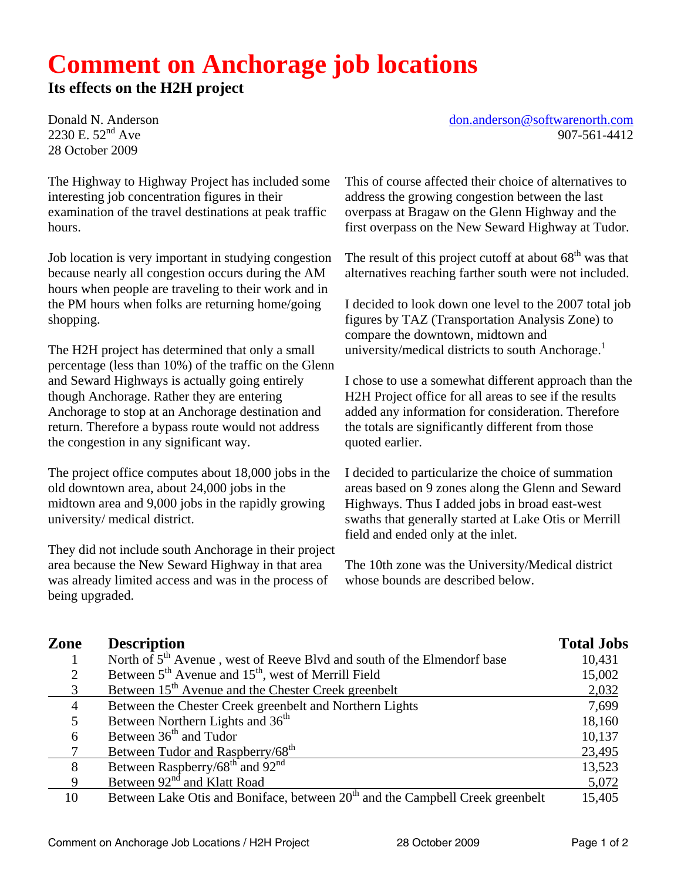# Comment on Anchorage job locations

## Its effects on the H2H project

Donald N. Anderson
2230 E. 52nd Ave
28 October 2009

don.anderson@softwarenorth.com
907-561-4412

The Highway to Highway Project has included some interesting job concentration figures in their examination of the travel destinations at peak traffic hours.

Job location is very important in studying congestion because nearly all congestion occurs during the AM hours when people are traveling to their work and in the PM hours when folks are returning home/going shopping.

The H2H project has determined that only a small percentage (less than 10%) of the traffic on the Glenn and Seward Highways is actually going entirely though Anchorage. Rather they are entering Anchorage to stop at an Anchorage destination and return. Therefore a bypass route would not address the congestion in any significant way.

The project office computes about 18,000 jobs in the old downtown area, about 24,000 jobs in the midtown area and 9,000 jobs in the rapidly growing university/ medical district.

They did not include south Anchorage in their project area because the New Seward Highway in that area was already limited access and was in the process of being upgraded.

This of course affected their choice of alternatives to address the growing congestion between the last overpass at Bragaw on the Glenn Highway and the first overpass on the New Seward Highway at Tudor.

The result of this project cutoff at about 68th was that alternatives reaching farther south were not included.

I decided to look down one level to the 2007 total job figures by TAZ (Transportation Analysis Zone) to compare the downtown, midtown and university/medical districts to south Anchorage.[1]

I chose to use a somewhat different approach than the H2H Project office for all areas to see if the results added any information for consideration. Therefore the totals are significantly different from those quoted earlier.

I decided to particularize the choice of summation areas based on 9 zones along the Glenn and Seward Highways. Thus I added jobs in broad east-west swaths that generally started at Lake Otis or Merrill field and ended only at the inlet.

The 10th zone was the University/Medical district whose bounds are described below.

| Zone | Description | Total Jobs |
|---|---|---|
| 1 | North of 5th Avenue , west of Reeve Blvd and south of the Elmendorf base | 10,431 |
| 2 | Between 5th Avenue and 15th, west of Merrill Field | 15,002 |
| 3 | Between 15th Avenue and the Chester Creek greenbelt | 2,032 |
| 4 | Between the Chester Creek greenbelt and Northern Lights | 7,699 |
| 5 | Between Northern Lights and 36th | 18,160 |
| 6 | Between 36th and Tudor | 10,137 |
| 7 | Between Tudor and Raspberry/68th | 23,495 |
| 8 | Between Raspberry/68th and 92nd | 13,523 |
| 9 | Between 92nd and Klatt Road | 5,072 |
| 10 | Between Lake Otis and Boniface, between 20th and the Campbell Creek greenbelt | 15,405 |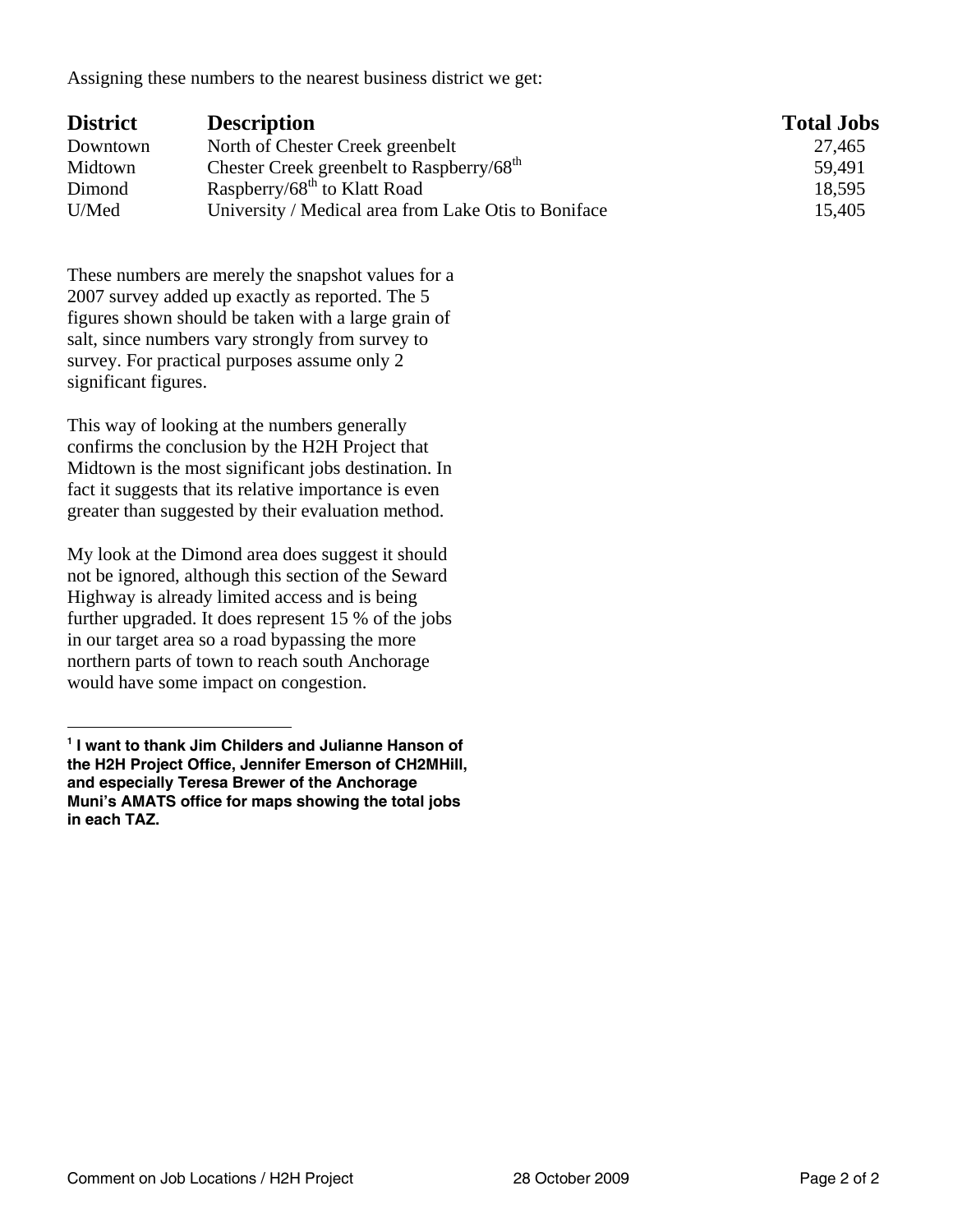Assigning these numbers to the nearest business district we get:

| District | Description | Total Jobs |
|---|---|---|
| Downtown | North of Chester Creek greenbelt | 27,465 |
| Midtown | Chester Creek greenbelt to Raspberry/$68^{th}$ | 59,491 |
| Dimond | Raspberry/$68^{th}$ to Klatt Road | 18,595 |
| U/Med | University / Medical area from Lake Otis to Boniface | 15,405 |

These numbers are merely the snapshot values for a 2007 survey added up exactly as reported. The 5 figures shown should be taken with a large grain of salt, since numbers vary strongly from survey to survey. For practical purposes assume only 2 significant figures.

This way of looking at the numbers generally confirms the conclusion by the H2H Project that Midtown is the most significant jobs destination. In fact it suggests that its relative importance is even greater than suggested by their evaluation method.

My look at the Dimond area does suggest it should not be ignored, although this section of the Seward Highway is already limited access and is being further upgraded. It does represent 15 % of the jobs in our target area so a road bypassing the more northern parts of town to reach south Anchorage would have some impact on congestion.

---

**[1] I want to thank Jim Childers and Julianne Hanson of the H2H Project Office, Jennifer Emerson of CH2MHill, and especially Teresa Brewer of the Anchorage Muni's AMATS office for maps showing the total jobs in each TAZ.**